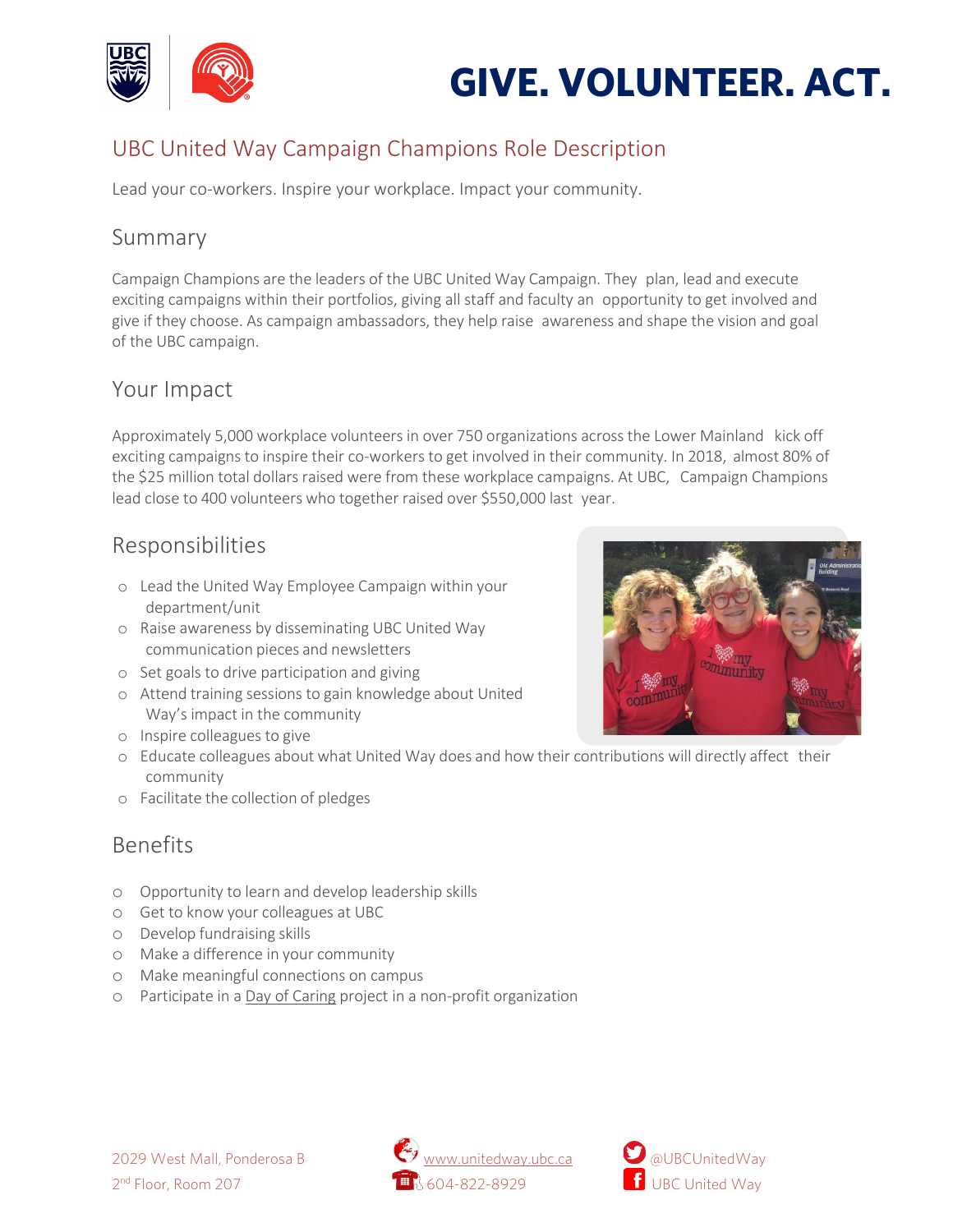# GIVE. VOLUNTEER. ACT.

## UBC United Way Campaign Champions Role Description

Lead your co-workers. Inspire your workplace. Impact your community.

### Summary

Campaign Champions are the leaders of the UBC United Way Campaign. They plan, lead and execute exciting campaigns within their portfolios, giving all staff and faculty an opportunity to get involved and give if they choose. As campaign ambassadors, they help raise awareness and shape the vision and goal of the UBC campaign.

### Your Impact

Approximately 5,000 workplace volunteers in over 750 organizations across the Lower Mainland kick off exciting campaigns to inspire their co-workers to get involved in their community. In 2018, almost 80% of the $25 million total dollars raised were from these workplace campaigns. At UBC, Campaign Champions lead close to 400 volunteers who together raised over $550,000 last year.

### Responsibilities

- Lead the United Way Employee Campaign within your department/unit
- Raise awareness by disseminating UBC United Way communication pieces and newsletters
- Set goals to drive participation and giving
- Attend training sessions to gain knowledge about United Way's impact in the community
- Inspire colleagues to give
- Educate colleagues about what United Way does and how their contributions will directly affect their community
- Facilitate the collection of pledges

### Benefits

- Opportunity to learn and develop leadership skills
- Get to know your colleagues at UBC
- Develop fundraising skills
- Make a difference in your community
- Make meaningful connections on campus
- Participate in a Day of Caring project in a non-profit organization

2029 West Mall, Ponderosa B
2nd Floor, Room 207

www.unitedway.ubc.ca
604-822-8929

@UBCUnitedWay
UBC United Way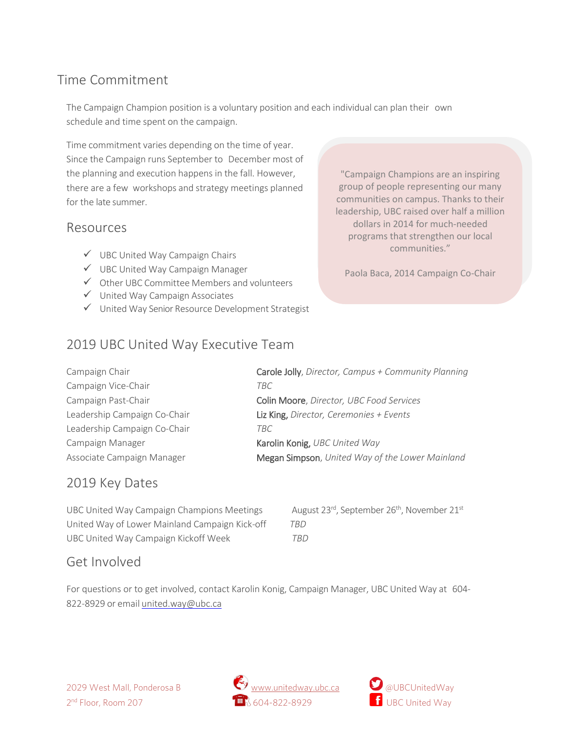## Time Commitment

The Campaign Champion position is a voluntary position and each individual can plan their own schedule and time spent on the campaign.

Time commitment varies depending on the time of year. Since the Campaign runs September to December most of the planning and execution happens in the fall. However, there are a few workshops and strategy meetings planned for the late summer.

> "Campaign Champions are an inspiring group of people representing our many communities on campus. Thanks to their leadership, UBC raised over half a million dollars in 2014 for much-needed programs that strengthen our local communities."
>
> Paola Baca, 2014 Campaign Co-Chair

## Resources

- ✓ UBC United Way Campaign Chairs
- ✓ UBC United Way Campaign Manager
- ✓ Other UBC Committee Members and volunteers
- ✓ United Way Campaign Associates
- ✓ United Way Senior Resource Development Strategist

## 2019 UBC United Way Executive Team

| | |
|---|---|
| Campaign Chair | **Carole Jolly**, *Director, Campus + Community Planning* |
| Campaign Vice-Chair | *TBC* |
| Campaign Past-Chair | **Colin Moore**, *Director, UBC Food Services* |
| Leadership Campaign Co-Chair | **Liz King,** *Director, Ceremonies + Events* |
| Leadership Campaign Co-Chair | *TBC* |
| Campaign Manager | **Karolin Konig,** *UBC United Way* |
| Associate Campaign Manager | **Megan Simpson**, *United Way of the Lower Mainland* |

## 2019 Key Dates

| | |
|---|---|
| UBC United Way Campaign Champions Meetings | August 23rd, September 26th, November 21st |
| United Way of Lower Mainland Campaign Kick-off | *TBD* |
| UBC United Way Campaign Kickoff Week | *TBD* |

## Get Involved

For questions or to get involved, contact Karolin Konig, Campaign Manager, UBC United Way at 604-822-8929 or email united.way@ubc.ca

2029 West Mall, Ponderosa B
2nd Floor, Room 207

www.unitedway.ubc.ca
604-822-8929

@UBCUnitedWay
UBC United Way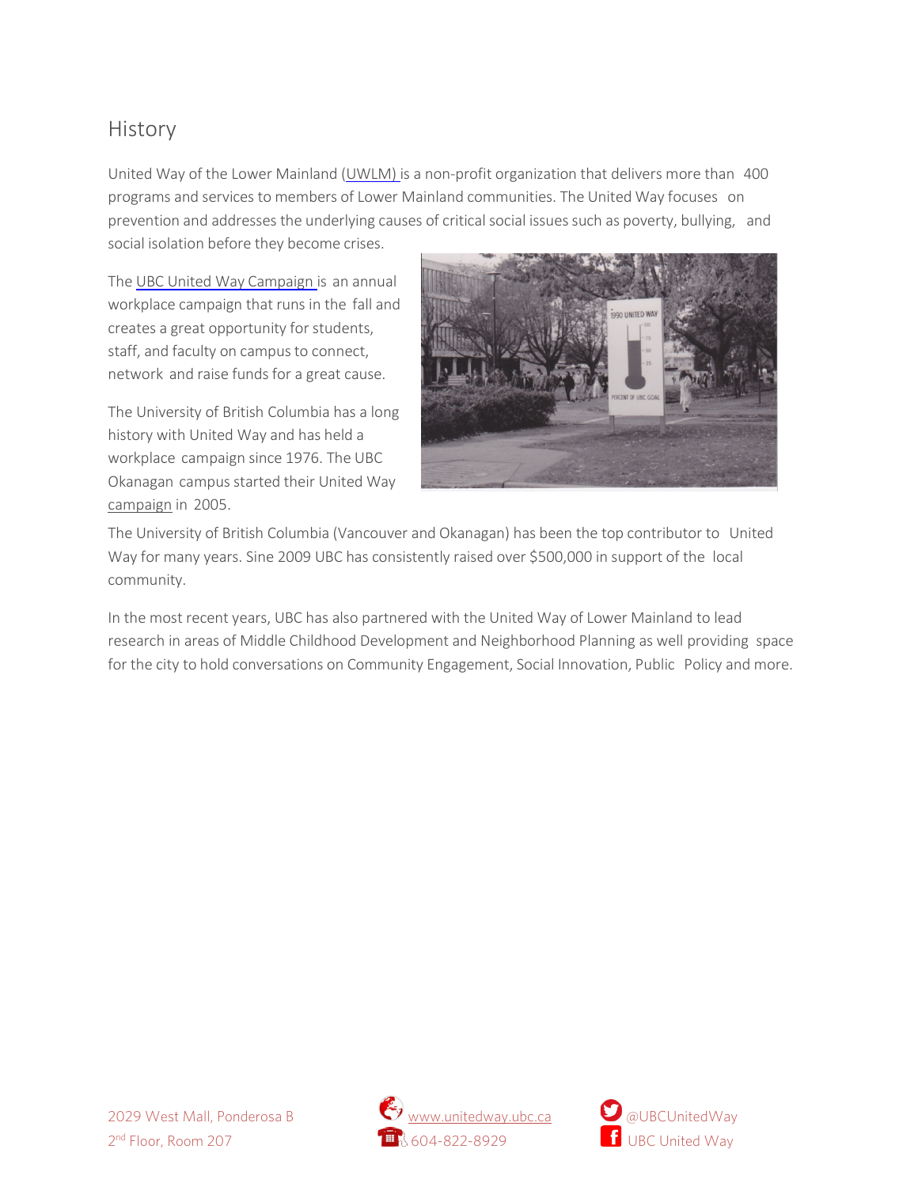## History

United Way of the Lower Mainland (UWLM) is a non-profit organization that delivers more than 400 programs and services to members of Lower Mainland communities. The United Way focuses on prevention and addresses the underlying causes of critical social issues such as poverty, bullying, and social isolation before they become crises.

The UBC United Way Campaign is an annual workplace campaign that runs in the fall and creates a great opportunity for students, staff, and faculty on campus to connect, network and raise funds for a great cause.

The University of British Columbia has a long history with United Way and has held a workplace campaign since 1976. The UBC Okanagan campus started their United Way campaign in 2005.

The University of British Columbia (Vancouver and Okanagan) has been the top contributor to United Way for many years. Sine 2009 UBC has consistently raised over $500,000 in support of the local community.

In the most recent years, UBC has also partnered with the United Way of Lower Mainland to lead research in areas of Middle Childhood Development and Neighborhood Planning as well providing space for the city to hold conversations on Community Engagement, Social Innovation, Public Policy and more.

2029 West Mall, Ponderosa B
2nd Floor, Room 207

www.unitedway.ubc.ca
604-822-8929

@UBCUnitedWay
UBC United Way